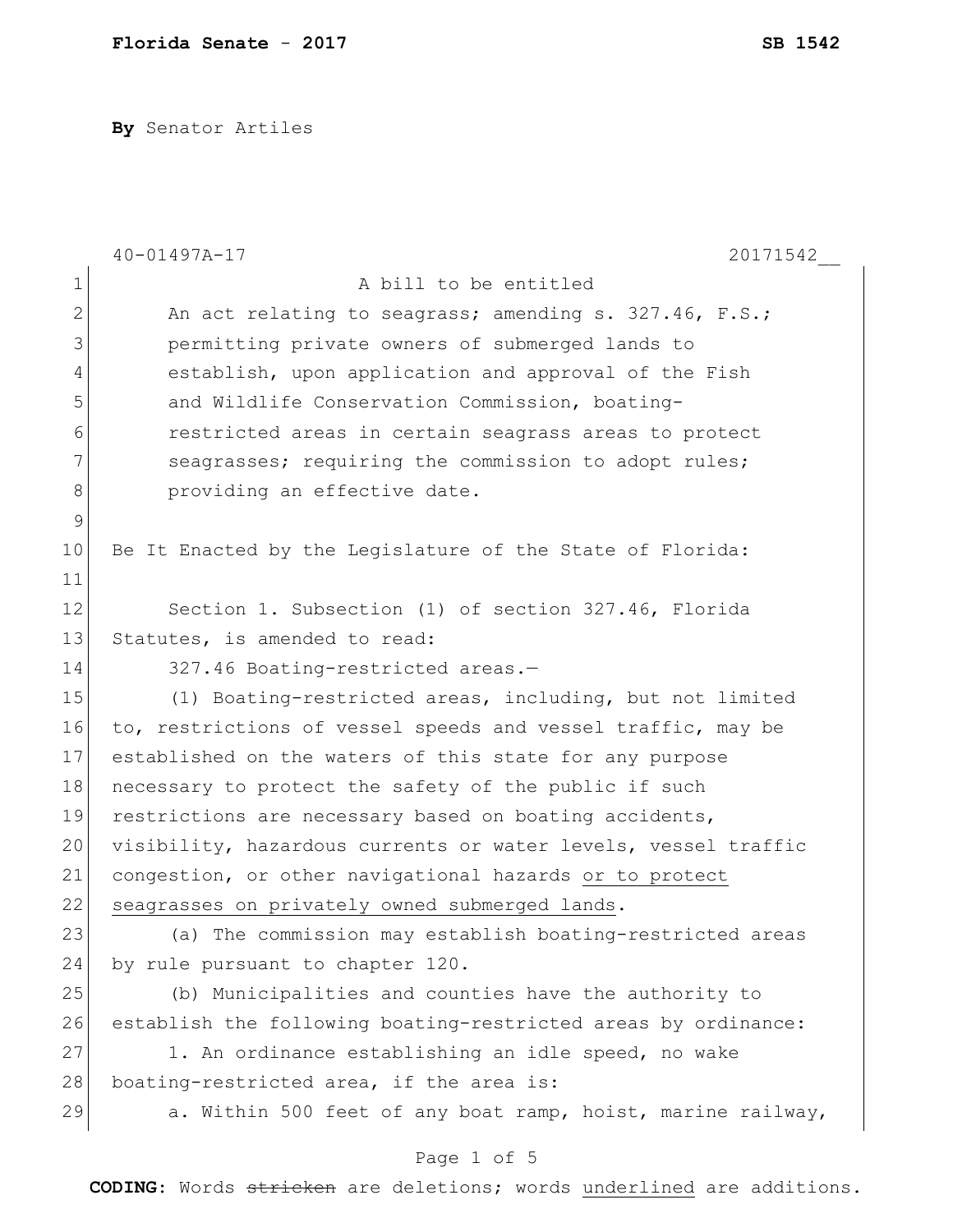**By** Senator Artiles

40-01497A-17 20171542__

A bill to be entitled

An act relating to seagrass; amending s. 327.46, F.S.; permitting private owners of submerged lands to establish, upon application and approval of the Fish and Wildlife Conservation Commission, boating-restricted areas in certain seagrass areas to protect seagrasses; requiring the commission to adopt rules; providing an effective date.

Be It Enacted by the Legislature of the State of Florida:

Section 1. Subsection (1) of section 327.46, Florida Statutes, is amended to read:

327.46 Boating-restricted areas.—

(1) Boating-restricted areas, including, but not limited to, restrictions of vessel speeds and vessel traffic, may be established on the waters of this state for any purpose necessary to protect the safety of the public if such restrictions are necessary based on boating accidents, visibility, hazardous currents or water levels, vessel traffic congestion, or other navigational hazards <u>or to protect seagrasses on privately owned submerged lands</u>.

(a) The commission may establish boating-restricted areas by rule pursuant to chapter 120.

(b) Municipalities and counties have the authority to establish the following boating-restricted areas by ordinance:

1. An ordinance establishing an idle speed, no wake boating-restricted area, if the area is:

a. Within 500 feet of any boat ramp, hoist, marine railway,

**CODING:** Words ~~stricken~~ are deletions; words <u>underlined</u> are additions.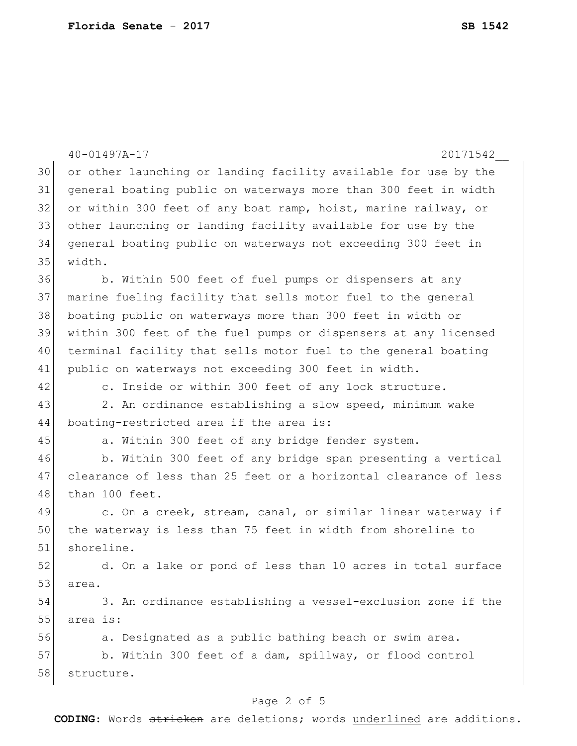40-01497A-17 20171542__

or other launching or landing facility available for use by the general boating public on waterways more than 300 feet in width or within 300 feet of any boat ramp, hoist, marine railway, or other launching or landing facility available for use by the general boating public on waterways not exceeding 300 feet in width.

b. Within 500 feet of fuel pumps or dispensers at any marine fueling facility that sells motor fuel to the general boating public on waterways more than 300 feet in width or within 300 feet of the fuel pumps or dispensers at any licensed terminal facility that sells motor fuel to the general boating public on waterways not exceeding 300 feet in width.

c. Inside or within 300 feet of any lock structure.

2. An ordinance establishing a slow speed, minimum wake boating-restricted area if the area is:

a. Within 300 feet of any bridge fender system.

b. Within 300 feet of any bridge span presenting a vertical clearance of less than 25 feet or a horizontal clearance of less than 100 feet.

c. On a creek, stream, canal, or similar linear waterway if the waterway is less than 75 feet in width from shoreline to shoreline.

d. On a lake or pond of less than 10 acres in total surface area.

3. An ordinance establishing a vessel-exclusion zone if the area is:

a. Designated as a public bathing beach or swim area.

b. Within 300 feet of a dam, spillway, or flood control structure.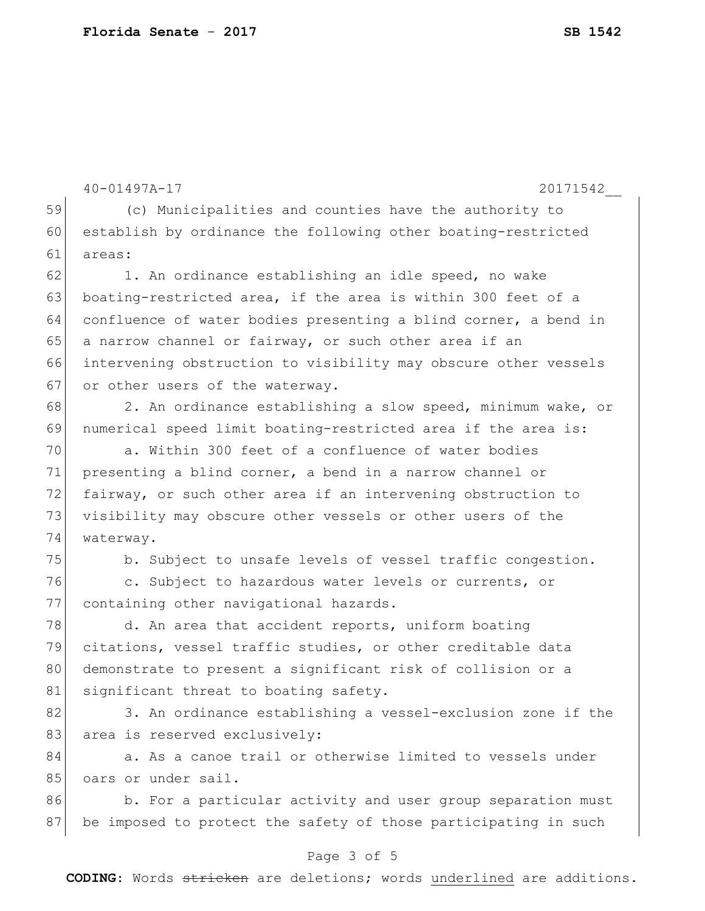(c) Municipalities and counties have the authority to establish by ordinance the following other boating-restricted areas:

1. An ordinance establishing an idle speed, no wake boating-restricted area, if the area is within 300 feet of a confluence of water bodies presenting a blind corner, a bend in a narrow channel or fairway, or such other area if an intervening obstruction to visibility may obscure other vessels or other users of the waterway.

2. An ordinance establishing a slow speed, minimum wake, or numerical speed limit boating-restricted area if the area is:

a. Within 300 feet of a confluence of water bodies presenting a blind corner, a bend in a narrow channel or fairway, or such other area if an intervening obstruction to visibility may obscure other vessels or other users of the waterway.

b. Subject to unsafe levels of vessel traffic congestion.

c. Subject to hazardous water levels or currents, or containing other navigational hazards.

d. An area that accident reports, uniform boating citations, vessel traffic studies, or other creditable data demonstrate to present a significant risk of collision or a significant threat to boating safety.

3. An ordinance establishing a vessel-exclusion zone if the area is reserved exclusively:

a. As a canoe trail or otherwise limited to vessels under oars or under sail.

b. For a particular activity and user group separation must be imposed to protect the safety of those participating in such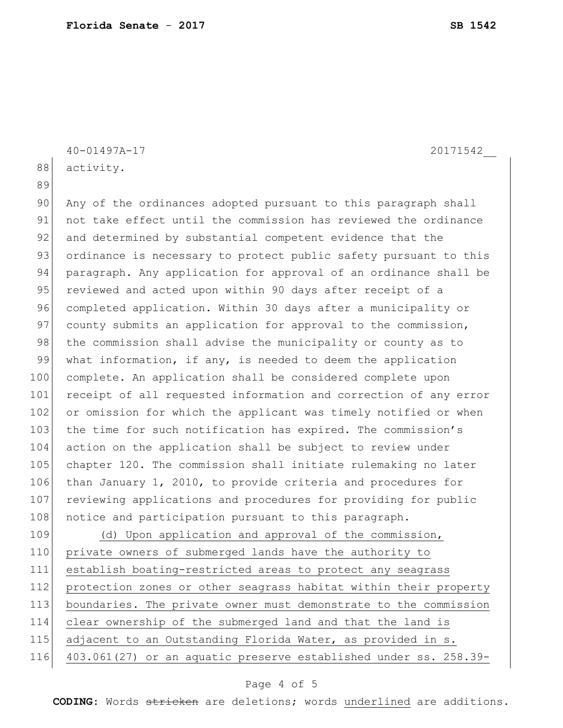activity.

Any of the ordinances adopted pursuant to this paragraph shall not take effect until the commission has reviewed the ordinance and determined by substantial competent evidence that the ordinance is necessary to protect public safety pursuant to this paragraph. Any application for approval of an ordinance shall be reviewed and acted upon within 90 days after receipt of a completed application. Within 30 days after a municipality or county submits an application for approval to the commission, the commission shall advise the municipality or county as to what information, if any, is needed to deem the application complete. An application shall be considered complete upon receipt of all requested information and correction of any error or omission for which the applicant was timely notified or when the time for such notification has expired. The commission's action on the application shall be subject to review under chapter 120. The commission shall initiate rulemaking no later than January 1, 2010, to provide criteria and procedures for reviewing applications and procedures for providing for public notice and participation pursuant to this paragraph.

<u>(d) Upon application and approval of the commission, private owners of submerged lands have the authority to establish boating-restricted areas to protect any seagrass protection zones or other seagrass habitat within their property boundaries. The private owner must demonstrate to the commission clear ownership of the submerged land and that the land is adjacent to an Outstanding Florida Water, as provided in s. 403.061(27) or an aquatic preserve established under ss. 258.39-</u>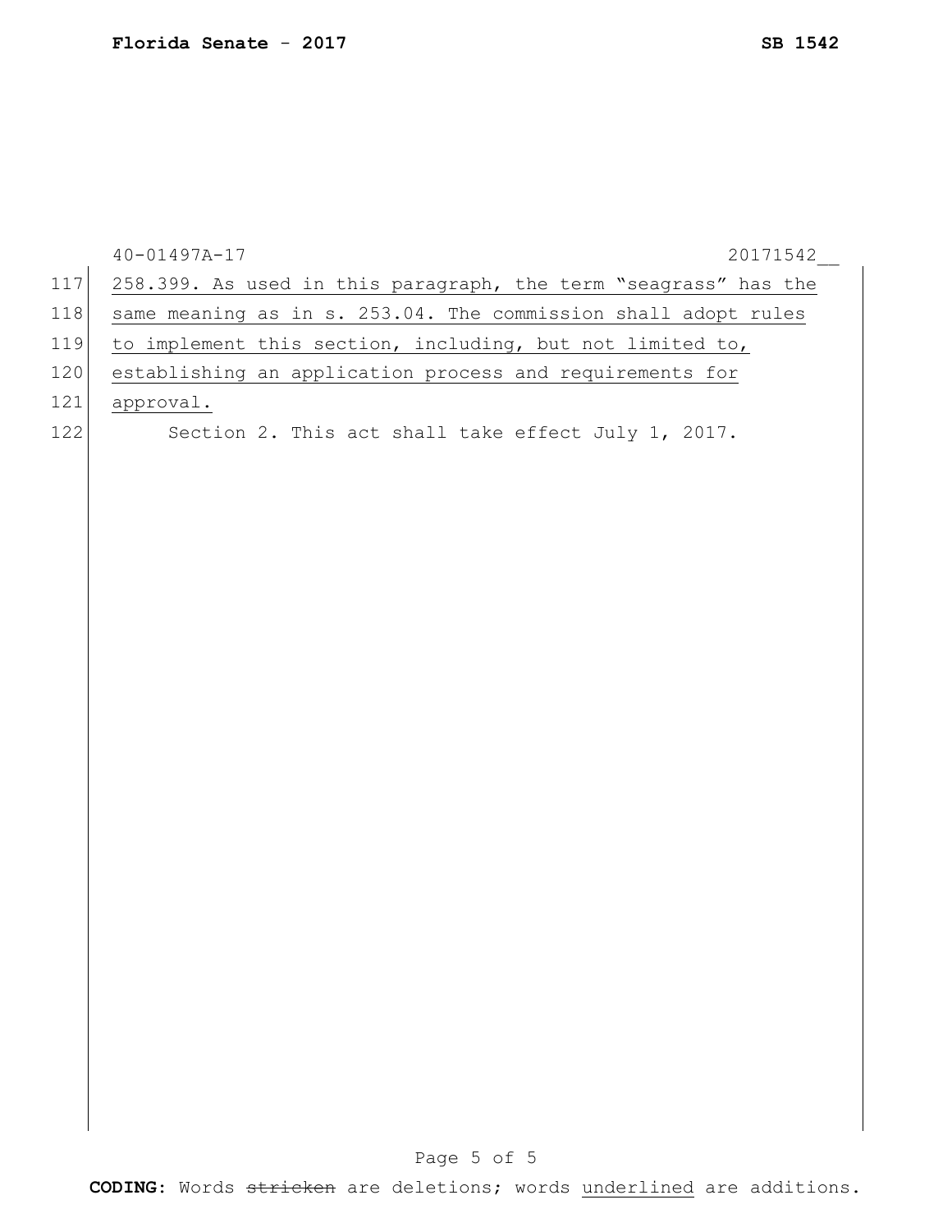40-01497A-17 20171542__

117 258.399. As used in this paragraph, the term “seagrass” has the
118 same meaning as in s. 253.04. The commission shall adopt rules
119 to implement this section, including, but not limited to,
120 establishing an application process and requirements for
121 approval.
122 Section 2. This act shall take effect July 1, 2017.

**CODING:** Words ~~stricken~~ are deletions; words underlined are additions.